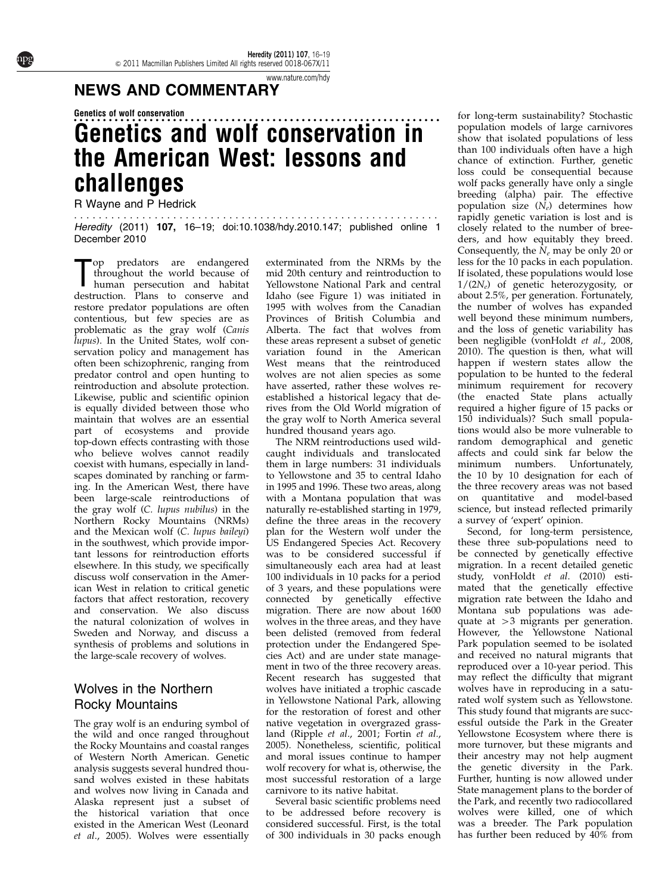## NEWS AND COMMENTARY

Genetics of wolf conservation

# Genetics and wolf conservation in the American West: lessons and challenges

R Wayne and P Hedrick

*Heredity* (2011) **107,** 16–19; doi:10.1038/hdy.2010.147; published online 1 December 2010

Top predators are endangered throughout the world because of human persecution and habitat destruction. Plans to conserve and restore predator populations are often contentious, but few species are as problematic as the gray wolf (*Canis lupus*). In the United States, wolf conservation policy and management has often been schizophrenic, ranging from predator control and open hunting to reintroduction and absolute protection. Likewise, public and scientific opinion is equally divided between those who maintain that wolves are an essential part of ecosystems and provide top-down effects contrasting with those who believe wolves cannot readily coexist with humans, especially in landscapes dominated by ranching or farming. In the American West, there have been large-scale reintroductions of the gray wolf (*C. lupus nubilus*) in the Northern Rocky Mountains (NRMs) and the Mexican wolf (*C. lupus baileyi*) in the southwest, which provide important lessons for reintroduction efforts elsewhere. In this study, we specifically discuss wolf conservation in the American West in relation to critical genetic factors that affect restoration, recovery and conservation. We also discuss the natural colonization of wolves in Sweden and Norway, and discuss a synthesis of problems and solutions in the large-scale recovery of wolves.

## Wolves in the Northern Rocky Mountains

The gray wolf is an enduring symbol of the wild and once ranged throughout the Rocky Mountains and coastal ranges of Western North American. Genetic analysis suggests several hundred thousand wolves existed in these habitats and wolves now living in Canada and Alaska represent just a subset of the historical variation that once existed in the American West (Leonard *et al*., 2005). Wolves were essentially exterminated from the NRMs by the mid 20th century and reintroduction to Yellowstone National Park and central Idaho (see Figure 1) was initiated in 1995 with wolves from the Canadian Provinces of British Columbia and Alberta. The fact that wolves from these areas represent a subset of genetic variation found in the American West means that the reintroduced wolves are not alien species as some have asserted, rather these wolves re-established a historical legacy that derives from the Old World migration of the gray wolf to North America several hundred thousand years ago.

The NRM reintroductions used wild-caught individuals and translocated them in large numbers: 31 individuals to Yellowstone and 35 to central Idaho in 1995 and 1996. These two areas, along with a Montana population that was naturally re-established starting in 1979, define the three areas in the recovery plan for the Western wolf under the US Endangered Species Act. Recovery was to be considered successful if simultaneously each area had at least 100 individuals in 10 packs for a period of 3 years, and these populations were connected by genetically effective migration. There are now about 1600 wolves in the three areas, and they have been delisted (removed from federal protection under the Endangered Species Act) and are under state management in two of the three recovery areas. Recent research has suggested that wolves have initiated a trophic cascade in Yellowstone National Park, allowing for the restoration of forest and other native vegetation in overgrazed grassland (Ripple *et al*., 2001; Fortin *et al*., 2005). Nonetheless, scientific, political and moral issues continue to hamper wolf recovery for what is, otherwise, the most successful restoration of a large carnivore to its native habitat.

Several basic scientific problems need to be addressed before recovery is considered successful. First, is the total of 300 individuals in 30 packs enough for long-term sustainability? Stochastic population models of large carnivores show that isolated populations of less than 100 individuals often have a high chance of extinction. Further, genetic loss could be consequential because wolf packs generally have only a single breeding (alpha) pair. The effective population size ($N_e$) determines how rapidly genetic variation is lost and is closely related to the number of breeders, and how equitably they breed. Consequently, the $N_e$ may be only 20 or less for the 10 packs in each population. If isolated, these populations would lose $1/(2N_e)$ of genetic heterozygosity, or about 2.5%, per generation. Fortunately, the number of wolves has expanded well beyond these minimum numbers, and the loss of genetic variability has been negligible (vonHoldt *et al*., 2008, 2010). The question is then, what will happen if western states allow the population to be hunted to the federal minimum requirement for recovery (the enacted State plans actually required a higher figure of 15 packs or 150 individuals)? Such small populations would also be more vulnerable to random demographical and genetic affects and could sink far below the minimum numbers. Unfortunately, the 10 by 10 designation for each of the three recovery areas was not based on quantitative and model-based science, but instead reflected primarily a survey of 'expert' opinion.

Second, for long-term persistence, these three sub-populations need to be connected by genetically effective migration. In a recent detailed genetic study, vonHoldt *et al*. (2010) estimated that the genetically effective migration rate between the Idaho and Montana sub populations was adequate at >3 migrants per generation. However, the Yellowstone National Park population seemed to be isolated and received no natural migrants that reproduced over a 10-year period. This may reflect the difficulty that migrant wolves have in reproducing in a saturated wolf system such as Yellowstone. This study found that migrants are successful outside the Park in the Greater Yellowstone Ecosystem where there is more turnover, but these migrants and their ancestry may not help augment the genetic diversity in the Park. Further, hunting is now allowed under State management plans to the border of the Park, and recently two radiocollared wolves were killed, one of which was a breeder. The Park population has further been reduced by 40% from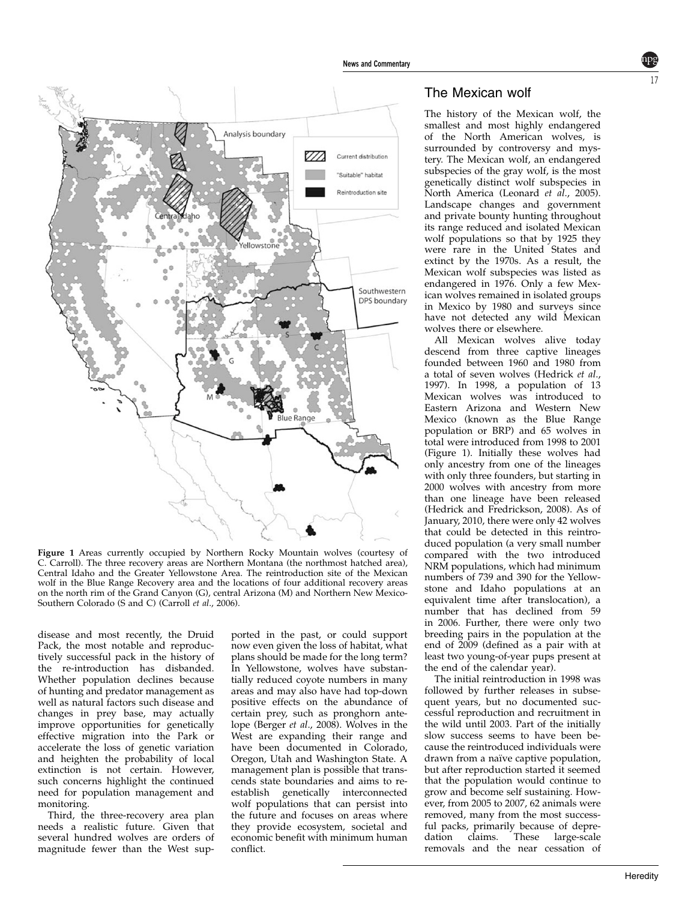Figure 1 Areas currently occupied by Northern Rocky Mountain wolves (courtesy of C. Carroll). The three recovery areas are Northern Montana (the northmost hatched area), Central Idaho and the Greater Yellowstone Area. The reintroduction site of the Mexican wolf in the Blue Range Recovery area and the locations of four additional recovery areas on the north rim of the Grand Canyon (G), central Arizona (M) and Northern New Mexico-Southern Colorado (S and C) (Carroll *et al*., 2006).

disease and most recently, the Druid Pack, the most notable and reproductively successful pack in the history of the re-introduction has disbanded. Whether population declines because of hunting and predator management as well as natural factors such disease and changes in prey base, may actually improve opportunities for genetically effective migration into the Park or accelerate the loss of genetic variation and heighten the probability of local extinction is not certain. However, such concerns highlight the continued need for population management and monitoring.

Third, the three-recovery area plan needs a realistic future. Given that several hundred wolves are orders of magnitude fewer than the West supported in the past, or could support now even given the loss of habitat, what plans should be made for the long term? In Yellowstone, wolves have substantially reduced coyote numbers in many areas and may also have had top-down positive effects on the abundance of certain prey, such as pronghorn antelope (Berger *et al*., 2008). Wolves in the West are expanding their range and have been documented in Colorado, Oregon, Utah and Washington State. A management plan is possible that transcends state boundaries and aims to re-establish genetically interconnected wolf populations that can persist into the future and focuses on areas where they provide ecosystem, societal and economic benefit with minimum human conflict.

## The Mexican wolf

The history of the Mexican wolf, the smallest and most highly endangered of the North American wolves, is surrounded by controversy and mystery. The Mexican wolf, an endangered subspecies of the gray wolf, is the most genetically distinct wolf subspecies in North America (Leonard *et al*., 2005). Landscape changes and government and private bounty hunting throughout its range reduced and isolated Mexican wolf populations so that by 1925 they were rare in the United States and extinct by the 1970s. As a result, the Mexican wolf subspecies was listed as endangered in 1976. Only a few Mexican wolves remained in isolated groups in Mexico by 1980 and surveys since have not detected any wild Mexican wolves there or elsewhere.

All Mexican wolves alive today descend from three captive lineages founded between 1960 and 1980 from a total of seven wolves (Hedrick *et al*., 1997). In 1998, a population of 13 Mexican wolves was introduced to Eastern Arizona and Western New Mexico (known as the Blue Range population or BRP) and 65 wolves in total were introduced from 1998 to 2001 (Figure 1). Initially these wolves had only ancestry from one of the lineages with only three founders, but starting in 2000 wolves with ancestry from more than one lineage have been released (Hedrick and Fredrickson, 2008). As of January, 2010, there were only 42 wolves that could be detected in this reintroduced population (a very small number compared with the two introduced NRM populations, which had minimum numbers of 739 and 390 for the Yellowstone and Idaho populations at an equivalent time after translocation), a number that has declined from 59 in 2006. Further, there were only two breeding pairs in the population at the end of 2009 (defined as a pair with at least two young-of-year pups present at the end of the calendar year).

The initial reintroduction in 1998 was followed by further releases in subsequent years, but no documented successful reproduction and recruitment in the wild until 2003. Part of the initially slow success seems to have been because the reintroduced individuals were drawn from a naïve captive population, but after reproduction started it seemed that the population would continue to grow and become self sustaining. However, from 2005 to 2007, 62 animals were removed, many from the most successful packs, primarily because of depredation claims. These large-scale removals and the near cessation of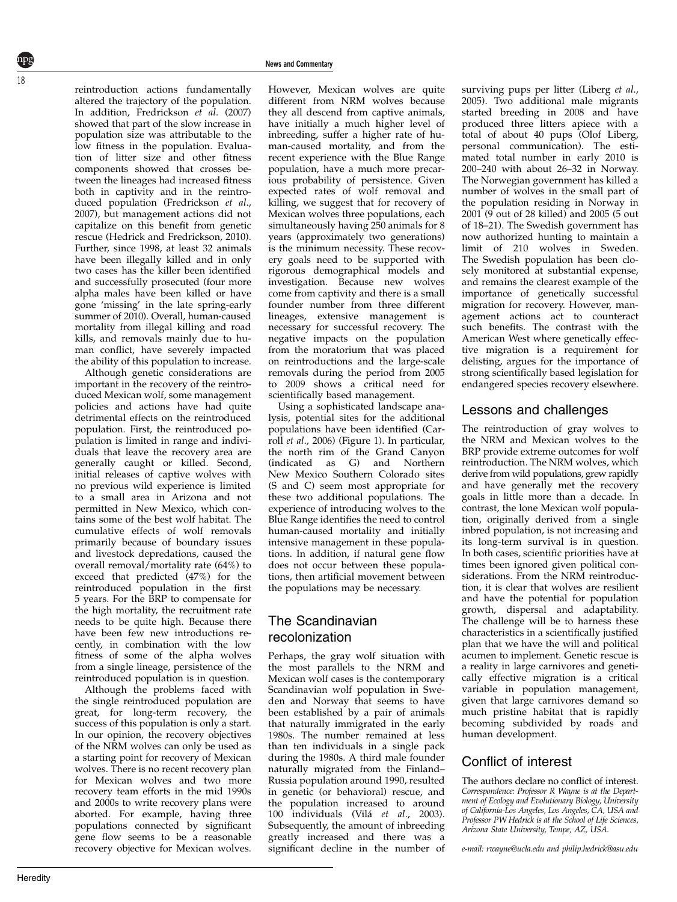reintroduction actions fundamentally altered the trajectory of the population. In addition, Fredrickson *et al*. (2007) showed that part of the slow increase in population size was attributable to the low fitness in the population. Evaluation of litter size and other fitness components showed that crosses between the lineages had increased fitness both in captivity and in the reintroduced population (Fredrickson *et al*., 2007), but management actions did not capitalize on this benefit from genetic rescue (Hedrick and Fredrickson, 2010). Further, since 1998, at least 32 animals have been illegally killed and in only two cases has the killer been identified and successfully prosecuted (four more alpha males have been killed or have gone 'missing' in the late spring-early summer of 2010). Overall, human-caused mortality from illegal killing and road kills, and removals mainly due to human conflict, have severely impacted the ability of this population to increase.

Although genetic considerations are important in the recovery of the reintroduced Mexican wolf, some management policies and actions have had quite detrimental effects on the reintroduced population. First, the reintroduced population is limited in range and individuals that leave the recovery area are generally caught or killed. Second, initial releases of captive wolves with no previous wild experience is limited to a small area in Arizona and not permitted in New Mexico, which contains some of the best wolf habitat. The cumulative effects of wolf removals primarily because of boundary issues and livestock depredations, caused the overall removal/mortality rate (64%) to exceed that predicted (47%) for the reintroduced population in the first 5 years. For the BRP to compensate for the high mortality, the recruitment rate needs to be quite high. Because there have been few new introductions recently, in combination with the low fitness of some of the alpha wolves from a single lineage, persistence of the reintroduced population is in question.

Although the problems faced with the single reintroduced population are great, for long-term recovery, the success of this population is only a start. In our opinion, the recovery objectives of the NRM wolves can only be used as a starting point for recovery of Mexican wolves. There is no recent recovery plan for Mexican wolves and two more recovery team efforts in the mid 1990s and 2000s to write recovery plans were aborted. For example, having three populations connected by significant gene flow seems to be a reasonable recovery objective for Mexican wolves. However, Mexican wolves are quite different from NRM wolves because they all descend from captive animals, have initially a much higher level of inbreeding, suffer a higher rate of human-caused mortality, and from the recent experience with the Blue Range population, have a much more precarious probability of persistence. Given expected rates of wolf removal and killing, we suggest that for recovery of Mexican wolves three populations, each simultaneously having 250 animals for 8 years (approximately two generations) is the minimum necessity. These recovery goals need to be supported with rigorous demographical models and investigation. Because new wolves come from captivity and there is a small founder number from three different lineages, extensive management is necessary for successful recovery. The negative impacts on the population from the moratorium that was placed on reintroductions and the large-scale removals during the period from 2005 to 2009 shows a critical need for scientifically based management.

Using a sophisticated landscape analysis, potential sites for the additional populations have been identified (Carroll *et al*., 2006) (Figure 1). In particular, the north rim of the Grand Canyon (indicated as G) and Northern New Mexico Southern Colorado sites (S and C) seem most appropriate for these two additional populations. The experience of introducing wolves to the Blue Range identifies the need to control human-caused mortality and initially intensive management in these populations. In addition, if natural gene flow does not occur between these populations, then artificial movement between the populations may be necessary.

## The Scandinavian recolonization

Perhaps, the gray wolf situation with the most parallels to the NRM and Mexican wolf cases is the contemporary Scandinavian wolf population in Sweden and Norway that seems to have been established by a pair of animals that naturally immigrated in the early 1980s. The number remained at less than ten individuals in a single pack during the 1980s. A third male founder naturally migrated from the Finland–Russia population around 1990, resulted in genetic (or behavioral) rescue, and the population increased to around 100 individuals (Vilá *et al*., 2003). Subsequently, the amount of inbreeding greatly increased and there was a significant decline in the number of surviving pups per litter (Liberg *et al*., 2005). Two additional male migrants started breeding in 2008 and have produced three litters apiece with a total of about 40 pups (Olof Liberg, personal communication). The estimated total number in early 2010 is 200–240 with about 26–32 in Norway. The Norwegian government has killed a number of wolves in the small part of the population residing in Norway in 2001 (9 out of 28 killed) and 2005 (5 out of 18–21). The Swedish government has now authorized hunting to maintain a limit of 210 wolves in Sweden. The Swedish population has been closely monitored at substantial expense, and remains the clearest example of the importance of genetically successful migration for recovery. However, management actions act to counteract such benefits. The contrast with the American West where genetically effective migration is a requirement for delisting, argues for the importance of strong scientifically based legislation for endangered species recovery elsewhere.

## Lessons and challenges

The reintroduction of gray wolves to the NRM and Mexican wolves to the BRP provide extreme outcomes for wolf reintroduction. The NRM wolves, which derive from wild populations, grew rapidly and have generally met the recovery goals in little more than a decade. In contrast, the lone Mexican wolf population, originally derived from a single inbred population, is not increasing and its long-term survival is in question. In both cases, scientific priorities have at times been ignored given political considerations. From the NRM reintroduction, it is clear that wolves are resilient and have the potential for population growth, dispersal and adaptability. The challenge will be to harness these characteristics in a scientifically justified plan that we have the will and political acumen to implement. Genetic rescue is a reality in large carnivores and genetically effective migration is a critical variable in population management, given that large carnivores demand so much pristine habitat that is rapidly becoming subdivided by roads and human development.

## Conflict of interest

The authors declare no conflict of interest.

*Correspondence: Professor R Wayne is at the Department of Ecology and Evolutionary Biology, University of California-Los Angeles, Los Angeles, CA, USA and Professor PW Hedrick is at the School of Life Sciences, Arizona State University, Tempe, AZ, USA.*

*e-mail: rwayne@ucla.edu and philip.hedrick@asu.edu*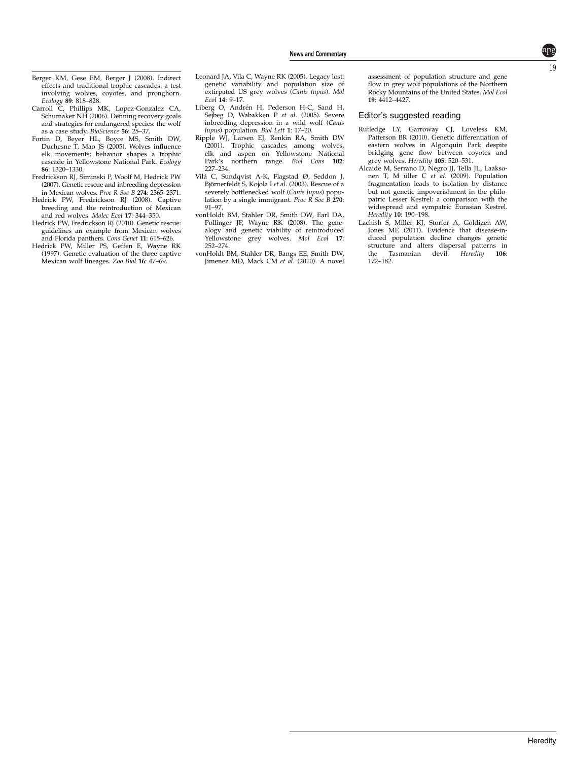Berger KM, Gese EM, Berger J (2008). Indirect effects and traditional trophic cascades: a test involving wolves, coyotes, and pronghorn. *Ecology* **89**: 818–828.

Carroll C, Phillips MK, Lopez-Gonzalez CA, Schumaker NH (2006). Defining recovery goals and strategies for endangered species: the wolf as a case study. *BioScience* **56**: 25–37.

Fortin D, Beyer HL, Boyce MS, Smith DW, Duchesne T, Mao JS (2005). Wolves influence elk movements: behavior shapes a trophic cascade in Yellowstone National Park. *Ecology* **86**: 1320–1330.

Fredrickson RJ, Siminski P, Woolf M, Hedrick PW (2007). Genetic rescue and inbreeding depression in Mexican wolves. *Proc R Soc B* **274**: 2365–2371.

Hedrick PW, Fredrickson RJ (2008). Captive breeding and the reintroduction of Mexican and red wolves. *Molec Ecol* **17**: 344–350.

Hedrick PW, Fredrickson RJ (2010). Genetic rescue: guidelines an example from Mexican wolves and Florida panthers. *Cons Genet* **11**: 615–626.

Hedrick PW, Miller PS, Geffen E, Wayne RK (1997). Genetic evaluation of the three captive Mexican wolf lineages. *Zoo Biol* **16**: 47–69.

Leonard JA, Vila C, Wayne RK (2005). Legacy lost: genetic variability and population size of extirpated US grey wolves (*Canis lupus*). *Mol Ecol* **14**: 9–17.

Liberg O, Andrén H, Pederson H-C, Sand H, Sejbeg D, Wabakken P *et al*. (2005). Severe inbreeding depression in a wild wolf (*Canis lupus*) population. *Biol Lett* **1**: 17–20.

Ripple WJ, Larsen EJ, Renkin RA, Smith DW (2001). Trophic cascades among wolves, elk and aspen on Yellowstone National Park's northern range. *Biol Cons* **102**: 227–234.

Vilá C, Sundqvist A-K, Flagstad Ø, Seddon J, Björnerfeldt S, Kojola I *et al*. (2003). Rescue of a severely bottlenecked wolf (*Canis lupus*) population by a single immigrant. *Proc R Soc B* **270**: 91–97.

vonHoldt BM, Stahler DR, Smith DW, Earl DA, Pollinger JP, Wayne RK (2008). The genealogy and genetic viability of reintroduced Yellowstone grey wolves. *Mol Ecol* **17**: 252–274.

vonHoldt BM, Stahler DR, Bangs EE, Smith DW, Jimenez MD, Mack CM *et al*. (2010). A novel assessment of population structure and gene flow in grey wolf populations of the Northern Rocky Mountains of the United States. *Mol Ecol* **19**: 4412–4427.

## Editor's suggested reading

Rutledge LY, Garroway CJ, Loveless KM, Patterson BR (2010). Genetic differentiation of eastern wolves in Algonquin Park despite bridging gene flow between coyotes and grey wolves. *Heredity* **105**: 520–531.

Alcaide M, Serrano D, Negro JJ, Tella JL, Laaksonen T, M üller C *et al*. (2009). Population fragmentation leads to isolation by distance but not genetic impoverishment in the philopatric Lesser Kestrel: a comparison with the widespread and sympatric Eurasian Kestrel. *Heredity* **10**: 190–198.

Lachish S, Miller KJ, Storfer A, Goldizen AW, Jones ME (2011). Evidence that disease-induced population decline changes genetic structure and alters dispersal patterns in the Tasmanian devil. *Heredity* **106**: 172–182.